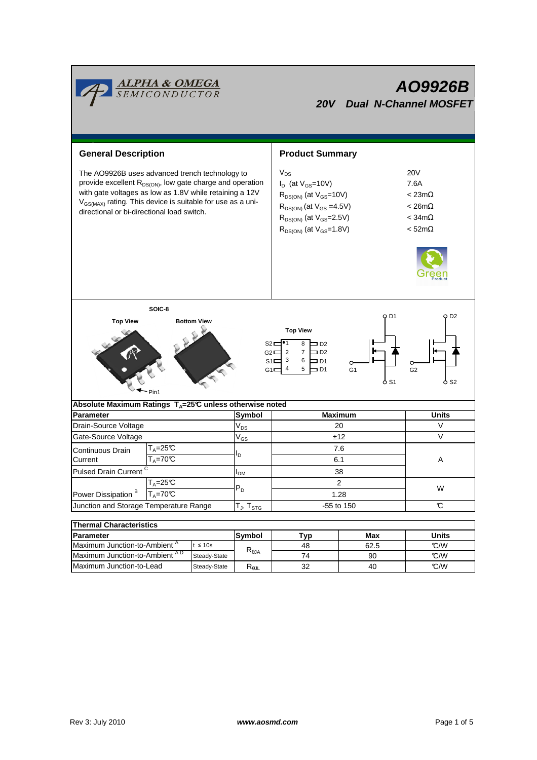# AO9926B

## 20V Dual N-Channel MOSFET

## General Description

The AO9926B uses advanced trench technology to provide excellent $R_{DS(ON)}$, low gate charge and operation with gate voltages as low as 1.8V while retaining a 12V $V_{GS(MAX)}$ rating. This device is suitable for use as a uni-directional or bi-directional load switch.

## Product Summary

| | |
|---|---|
| $V_{DS}$ | 20V |
| $I_D$ (at $V_{GS}$=10V) | 7.6A |
| $R_{DS(ON)}$ (at $V_{GS}$=10V) | < 23mΩ |
| $R_{DS(ON)}$ (at $V_{GS}$ =4.5V) | < 26mΩ |
| $R_{DS(ON)}$ (at $V_{GS}$=2.5V) | < 34mΩ |
| $R_{DS(ON)}$ (at $V_{GS}$=1.8V) | < 52mΩ |

SOIC-8

Top View    Bottom View

Pin1

Top View

S2 1, G2 2, S1 3, G1 4, 5 D1, 6 D1, 7 D2, 8 D2

D1, G1, S1, D2, G2, S2

## Absolute Maximum Ratings $T_A$=25°C unless otherwise noted

| Parameter | | Symbol | Maximum | Units |
|---|---|---|---|---|
| Drain-Source Voltage | | $V_{DS}$ | 20 | V |
| Gate-Source Voltage | | $V_{GS}$ | ±12 | V |
| Continuous Drain Current | $T_A$=25°C | $I_D$ | 7.6 | A |
| | $T_A$=70°C | | 6.1 | |
| Pulsed Drain Current [C] | | $I_{DM}$ | 38 | |
| Power Dissipation [B] | $T_A$=25°C | $P_D$ | 2 | W |
| | $T_A$=70°C | | 1.28 | |
| Junction and Storage Temperature Range | | $T_J$, $T_{STG}$ | -55 to 150 | °C |

## Thermal Characteristics

| Parameter | | Symbol | Typ | Max | Units |
|---|---|---|---|---|---|
| Maximum Junction-to-Ambient [A] | t ≤ 10s | $R_{\theta JA}$ | 48 | 62.5 | °C/W |
| Maximum Junction-to-Ambient [A D] | Steady-State | | 74 | 90 | °C/W |
| Maximum Junction-to-Lead | Steady-State | $R_{\theta JL}$ | 32 | 40 | °C/W |

Rev 3: July 2010    www.aosmd.com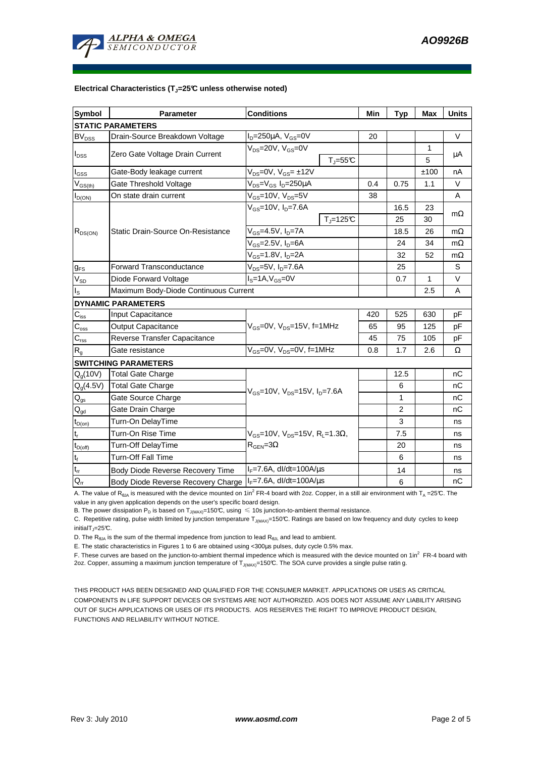**Electrical Characteristics ($T_J$=25°C unless otherwise noted)**

| Symbol | Parameter | Conditions | | Min | Typ | Max | Units |
|---|---|---|---|---|---|---|---|
| **STATIC PARAMETERS** | | | | | | | |
| $BV_{DSS}$ | Drain-Source Breakdown Voltage | $I_D$=250µA, $V_{GS}$=0V | | 20 | | | V |
| $I_{DSS}$ | Zero Gate Voltage Drain Current | $V_{DS}$=20V, $V_{GS}$=0V | | | | 1 | µA |
| | | | $T_J$=55°C | | | 5 | |
| $I_{GSS}$ | Gate-Body leakage current | $V_{DS}$=0V, $V_{GS}$= ±12V | | | | ±100 | nA |
| $V_{GS(th)}$ | Gate Threshold Voltage | $V_{DS}$=$V_{GS}$ $I_D$=250µA | | 0.4 | 0.75 | 1.1 | V |
| $I_{D(ON)}$ | On state drain current | $V_{GS}$=10V, $V_{DS}$=5V | | 38 | | | A |
| $R_{DS(ON)}$ | Static Drain-Source On-Resistance | $V_{GS}$=10V, $I_D$=7.6A | | | 16.5 | 23 | mΩ |
| | | | $T_J$=125°C | | 25 | 30 | |
| | | $V_{GS}$=4.5V, $I_D$=7A | | | 18.5 | 26 | mΩ |
| | | $V_{GS}$=2.5V, $I_D$=6A | | | 24 | 34 | mΩ |
| | | $V_{GS}$=1.8V, $I_D$=2A | | | 32 | 52 | mΩ |
| $g_{FS}$ | Forward Transconductance | $V_{DS}$=5V, $I_D$=7.6A | | | 25 | | S |
| $V_{SD}$ | Diode Forward Voltage | $I_S$=1A,$V_{GS}$=0V | | | 0.7 | 1 | V |
| $I_S$ | Maximum Body-Diode Continuous Current | | | | | 2.5 | A |
| **DYNAMIC PARAMETERS** | | | | | | | |
| $C_{iss}$ | Input Capacitance | $V_{GS}$=0V, $V_{DS}$=15V, f=1MHz | | 420 | 525 | 630 | pF |
| $C_{oss}$ | Output Capacitance | | | 65 | 95 | 125 | pF |
| $C_{rss}$ | Reverse Transfer Capacitance | | | 45 | 75 | 105 | pF |
| $R_g$ | Gate resistance | $V_{GS}$=0V, $V_{DS}$=0V, f=1MHz | | 0.8 | 1.7 | 2.6 | Ω |
| **SWITCHING PARAMETERS** | | | | | | | |
| $Q_g$(10V) | Total Gate Charge | $V_{GS}$=10V, $V_{DS}$=15V, $I_D$=7.6A | | | 12.5 | | nC |
| $Q_g$(4.5V) | Total Gate Charge | | | | 6 | | nC |
| $Q_{gs}$ | Gate Source Charge | | | | 1 | | nC |
| $Q_{gd}$ | Gate Drain Charge | | | | 2 | | nC |
| $t_{D(on)}$ | Turn-On DelayTime | $V_{GS}$=10V, $V_{DS}$=15V, $R_L$=1.3Ω, $R_{GEN}$=3Ω | | | 3 | | ns |
| $t_r$ | Turn-On Rise Time | | | | 7.5 | | ns |
| $t_{D(off)}$ | Turn-Off DelayTime | | | | 20 | | ns |
| $t_f$ | Turn-Off Fall Time | | | | 6 | | ns |
| $t_{rr}$ | Body Diode Reverse Recovery Time | $I_F$=7.6A, dI/dt=100A/µs | | | 14 | | ns |
| $Q_{rr}$ | Body Diode Reverse Recovery Charge | $I_F$=7.6A, dI/dt=100A/µs | | | 6 | | nC |

A. The value of $R_{\theta JA}$ is measured with the device mounted on 1in$^2$ FR-4 board with 2oz. Copper, in a still air environment with $T_A$ =25°C. The value in any given application depends on the user's specific board design.

B. The power dissipation $P_D$ is based on $T_{J(MAX)}$=150°C, using ≤ 10s junction-to-ambient thermal resistance.

C. Repetitive rating, pulse width limited by junction temperature $T_{J(MAX)}$=150°C. Ratings are based on low frequency and duty cycles to keep initial $T_J$=25°C.

D. The $R_{\theta JA}$ is the sum of the thermal impedence from junction to lead $R_{\theta JL}$ and lead to ambient.

E. The static characteristics in Figures 1 to 6 are obtained using <300µs pulses, duty cycle 0.5% max.

F. These curves are based on the junction-to-ambient thermal impedence which is measured with the device mounted on 1in$^2$ FR-4 board with 2oz. Copper, assuming a maximum junction temperature of $T_{J(MAX)}$=150°C. The SOA curve provides a single pulse rating.

THIS PRODUCT HAS BEEN DESIGNED AND QUALIFIED FOR THE CONSUMER MARKET. APPLICATIONS OR USES AS CRITICAL COMPONENTS IN LIFE SUPPORT DEVICES OR SYSTEMS ARE NOT AUTHORIZED. AOS DOES NOT ASSUME ANY LIABILITY ARISING OUT OF SUCH APPLICATIONS OR USES OF ITS PRODUCTS. AOS RESERVES THE RIGHT TO IMPROVE PRODUCT DESIGN, FUNCTIONS AND RELIABILITY WITHOUT NOTICE.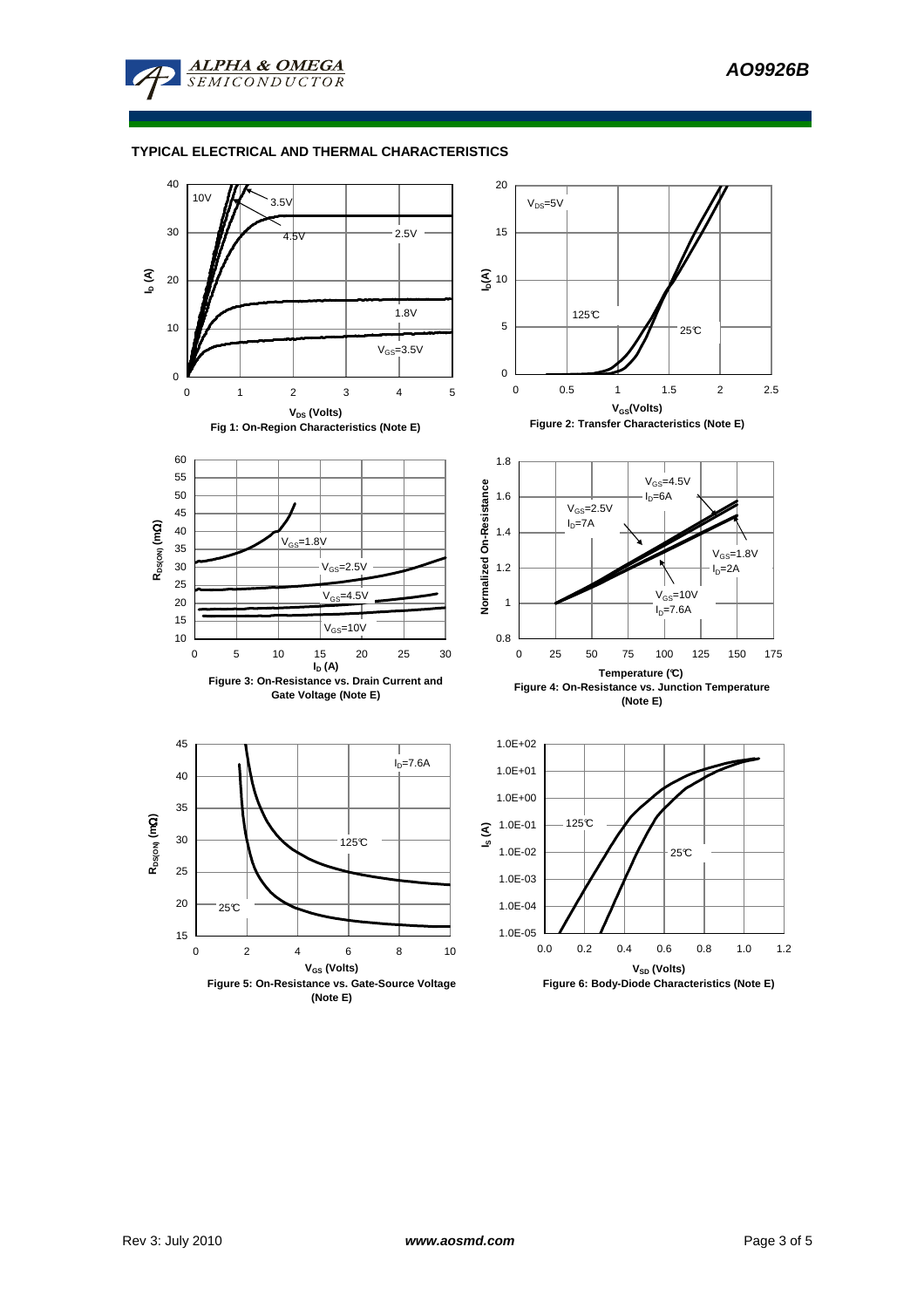## TYPICAL ELECTRICAL AND THERMAL CHARACTERISTICS

10V
3.5V
4.5V
2.5V
1.8V
$V_{GS}$=3.5V
$I_D$ (A)
$V_{DS}$ (Volts)
0 1 2 3 4 5
0 10 20 30 40

**Fig 1: On-Region Characteristics (Note E)**

$V_{DS}$=5V
125°C
25°C
$I_D$(A)
$V_{GS}$(Volts)
0 0.5 1 1.5 2 2.5
0 5 10 15 20

**Figure 2: Transfer Characteristics (Note E)**

$V_{GS}$=1.8V
$V_{GS}$=2.5V
$V_{GS}$=4.5V
$V_{GS}$=10V
$R_{DS(ON)}$ (mΩ)
$I_D$ (A)
0 5 10 15 20 25 30
10 15 20 25 30 35 40 45 50 55 60

**Figure 3: On-Resistance vs. Drain Current and Gate Voltage (Note E)**

$V_{GS}$=4.5V
$I_D$=6A
$V_{GS}$=2.5V
$I_D$=7A
$V_{GS}$=1.8V
$I_D$=2A
$V_{GS}$=10V
$I_D$=7.6A
Normalized On-Resistance
Temperature (°C)
0 25 50 75 100 125 150 175
0.8 1 1.2 1.4 1.6 1.8

**Figure 4: On-Resistance vs. Junction Temperature (Note E)**

$I_D$=7.6A
125°C
25°C
$R_{DS(ON)}$ (mΩ)
$V_{GS}$ (Volts)
0 2 4 6 8 10
15 20 25 30 35 40 45

**Figure 5: On-Resistance vs. Gate-Source Voltage (Note E)**

125°C
25°C
$I_S$ (A)
$V_{SD}$ (Volts)
0.0 0.2 0.4 0.6 0.8 1.0 1.2
1.0E-05 1.0E-04 1.0E-03 1.0E-02 1.0E-01 1.0E+00 1.0E+01 1.0E+02

**Figure 6: Body-Diode Characteristics (Note E)**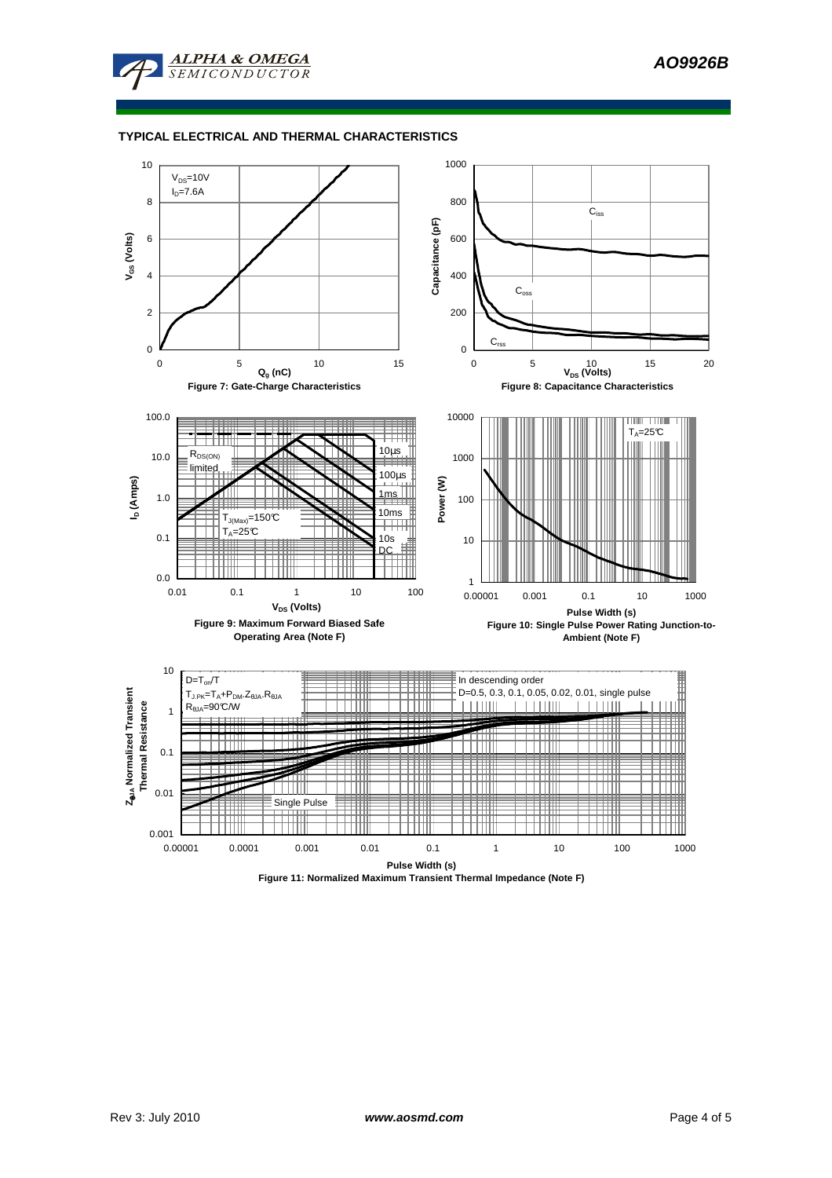## TYPICAL ELECTRICAL AND THERMAL CHARACTERISTICS

$V_{DS}$=10V
$I_D$=7.6A

$V_{GS}$ (Volts)

0
2
4
6
8
10

0
5
10
15

$Q_g$ (nC)

**Figure 7: Gate-Charge Characteristics**

$C_{iss}$
$C_{oss}$
$C_{rss}$

Capacitance (pF)

0
200
400
600
800
1000

0
5
10
15
20

$V_{DS}$ (Volts)

**Figure 8: Capacitance Characteristics**

$R_{DS(ON)}$ limited

10µs
100µs
1ms
10ms
10s
DC

$T_{J(Max)}$=150°C
$T_A$=25°C

$I_D$ (Amps)

0.0
0.1
1.0
10.0
100.0

0.01
0.1
1
10
100

$V_{DS}$ (Volts)

**Figure 9: Maximum Forward Biased Safe Operating Area (Note F)**

$T_A$=25°C

Power (W)

1
10
100
1000
10000

0.00001
0.001
0.1
10
1000

Pulse Width (s)

**Figure 10: Single Pulse Power Rating Junction-to-Ambient (Note F)**

D=$T_{on}$/T
$T_{J,PK}$=$T_A$+$P_{DM}$.$Z_{\theta JA}$.$R_{\theta JA}$
$R_{\theta JA}$=90°C/W

In descending order
D=0.5, 0.3, 0.1, 0.05, 0.02, 0.01, single pulse

Single Pulse

$Z_{\theta JA}$ Normalized Transient Thermal Resistance

0.001
0.01
0.1
1
10

0.00001
0.0001
0.001
0.01
0.1
1
10
100
1000

Pulse Width (s)

**Figure 11: Normalized Maximum Transient Thermal Impedance (Note F)**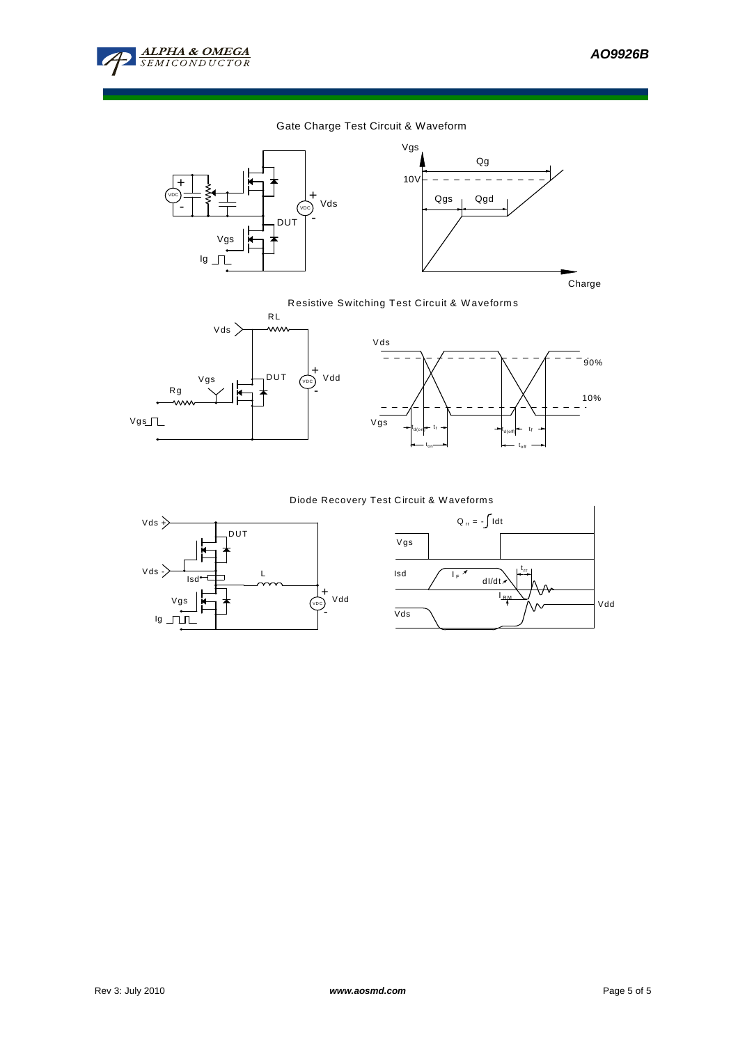## Gate Charge Test Circuit & Waveform

VDC
+
-
Vds
+
-
DUT
Vgs
Ig

Vgs
10V
Qg
Qgs
Qgd
Charge

## Resistive Switching Test Circuit & Waveforms

RL
Vds
Vgs
Rg
DUT
Vdd
+
-
Vgs

Vds
90%
10%
Vgs
$t_{d(on)}$
$t_r$
$t_{on}$
$t_{d(off)}$
$t_f$
$t_{off}$

## Diode Recovery Test Circuit & Waveforms

Vds +
Vds -
DUT
Isd
L
Vgs
Ig
Vdd
+
-

$Q_{rr} = -\int Idt$

Vgs
Isd
$I_F$
dI/dt
$t_{rr}$
$I_{RM}$
Vds
Vdd